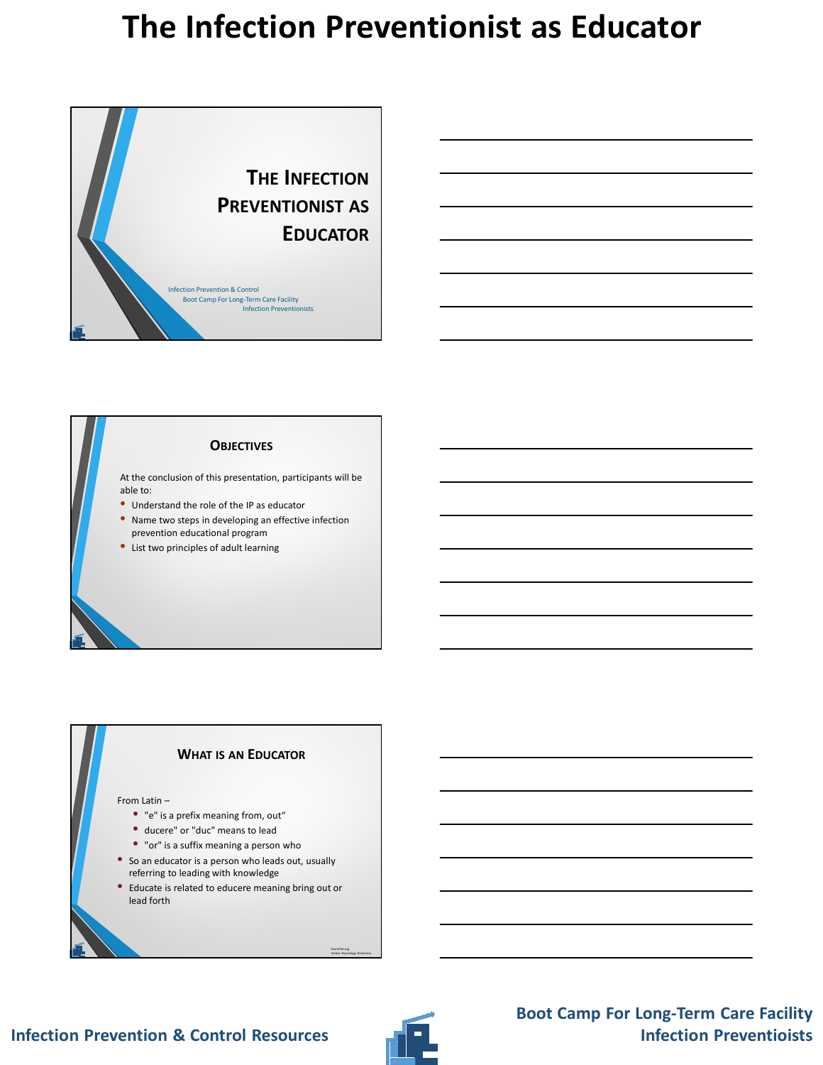# The Infection Preventionist as Educator

## The Infection Preventionist as Educator

Infection Prevention & Control
Boot Camp For Long-Term Care Facility
Infection Preventionists

## Objectives

At the conclusion of this presentation, participants will be able to:

- Understand the role of the IP as educator
- Name two steps in developing an effective infection prevention educational program
- List two principles of adult learning

## What is an Educator

From Latin –

- "e" is a prefix meaning from, out"
- ducere" or "duc" means to lead
- "or" is a suffix meaning a person who

- So an educator is a person who leads out, usually referring to leading with knowledge
- Educate is related to educere meaning bring out or lead forth

•learnthat.org
•Online Etymology Dictionary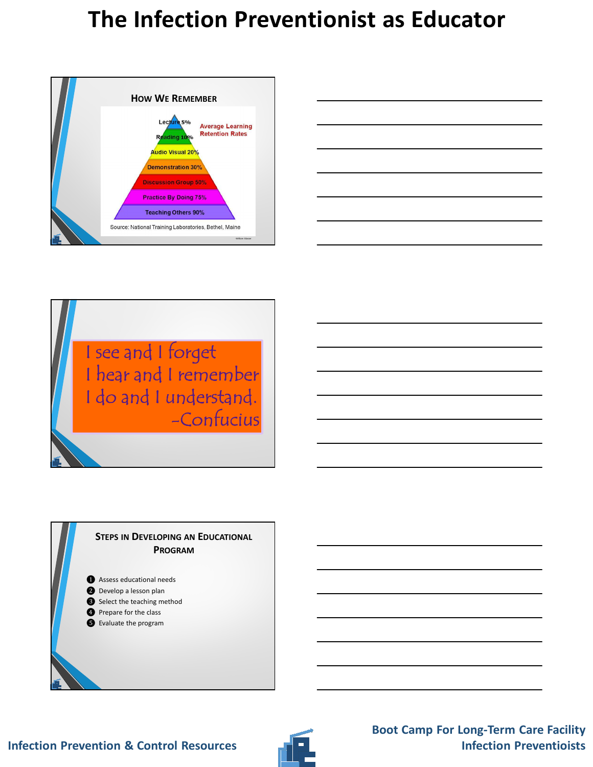# The Infection Preventionist as Educator

## How We Remember

Average Learning Retention Rates

- Lecture 5%
- Reading 10%
- Audio Visual 20%
- Demonstration 30%
- Discussion Group 50%
- Practice By Doing 75%
- Teaching Others 90%

Source: National Training Laboratories, Bethel, Maine

---

I see and I forget
I hear and I remember
I do and I understand.
-Confucius

---

## Steps in Developing an Educational Program

1. Assess educational needs
2. Develop a lesson plan
3. Select the teaching method
4. Prepare for the class
5. Evaluate the program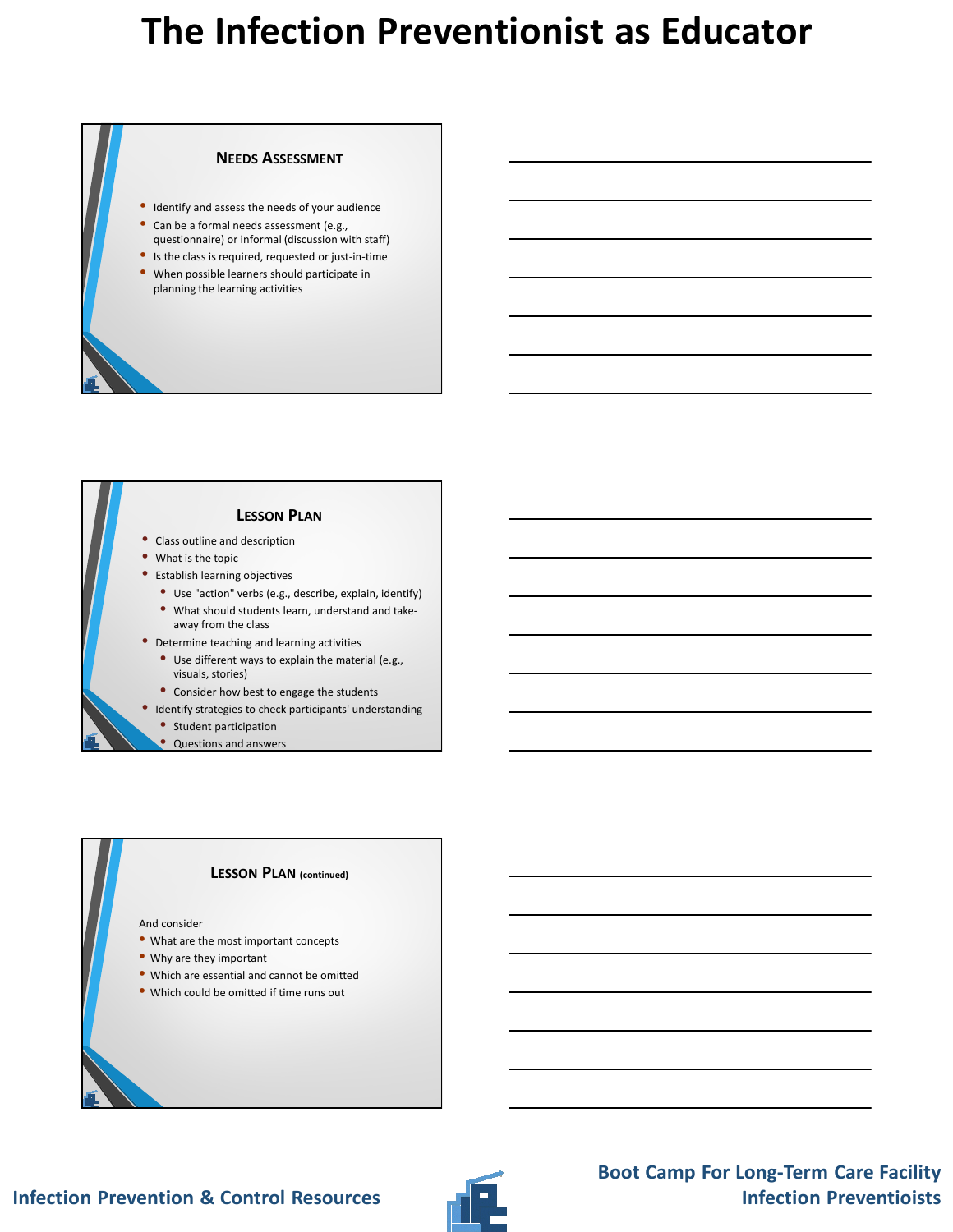# The Infection Preventionist as Educator

## Needs Assessment

- Identify and assess the needs of your audience
- Can be a formal needs assessment (e.g., questionnaire) or informal (discussion with staff)
- Is the class is required, requested or just-in-time
- When possible learners should participate in planning the learning activities

## Lesson Plan

- Class outline and description
- What is the topic
- Establish learning objectives
  - Use "action" verbs (e.g., describe, explain, identify)
  - What should students learn, understand and take-away from the class
- Determine teaching and learning activities
  - Use different ways to explain the material (e.g., visuals, stories)
  - Consider how best to engage the students
- Identify strategies to check participants' understanding
  - Student participation
  - Questions and answers

## Lesson Plan (continued)

And consider

- What are the most important concepts
- Why are they important
- Which are essential and cannot be omitted
- Which could be omitted if time runs out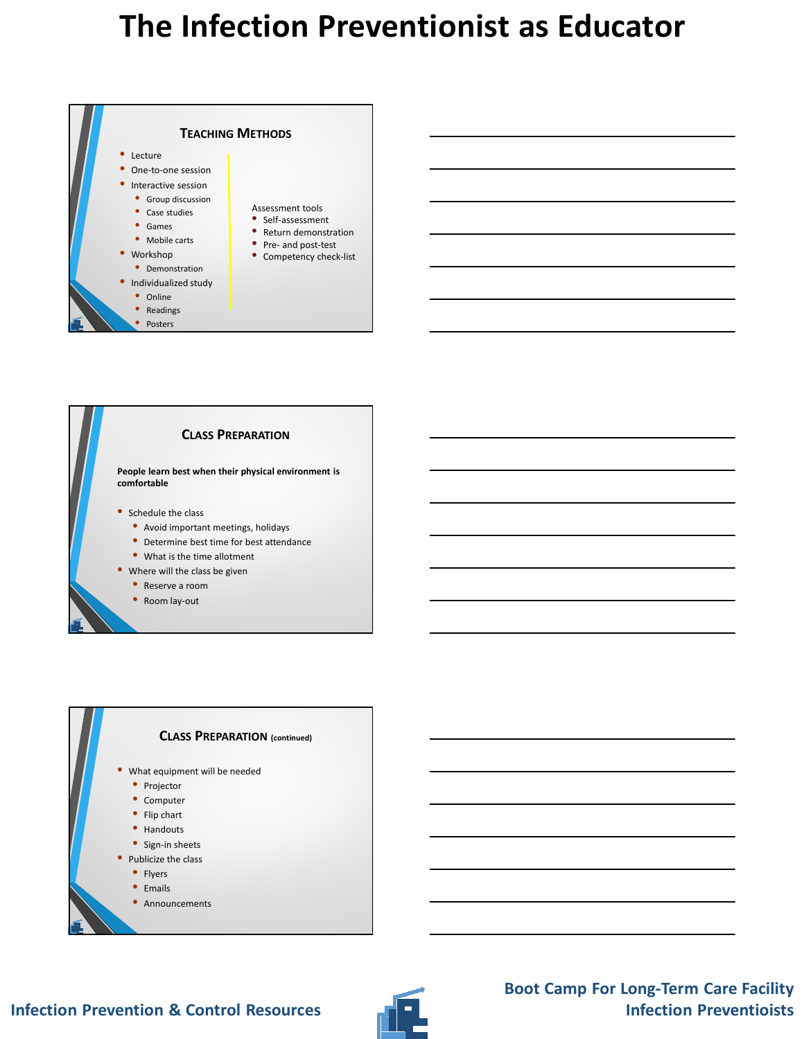# The Infection Preventionist as Educator

## Teaching Methods

- Lecture
- One-to-one session
- Interactive session
  - Group discussion
  - Case studies
  - Games
  - Mobile carts
- Workshop
  - Demonstration
- Individualized study
  - Online
  - Readings
  - Posters

Assessment tools

- Self-assessment
- Return demonstration
- Pre- and post-test
- Competency check-list

## Class Preparation

**People learn best when their physical environment is comfortable**

- Schedule the class
  - Avoid important meetings, holidays
  - Determine best time for best attendance
  - What is the time allotment
- Where will the class be given
  - Reserve a room
  - Room lay-out

## Class Preparation (continued)

- What equipment will be needed
  - Projector
  - Computer
  - Flip chart
  - Handouts
  - Sign-in sheets
- Publicize the class
  - Flyers
  - Emails
  - Announcements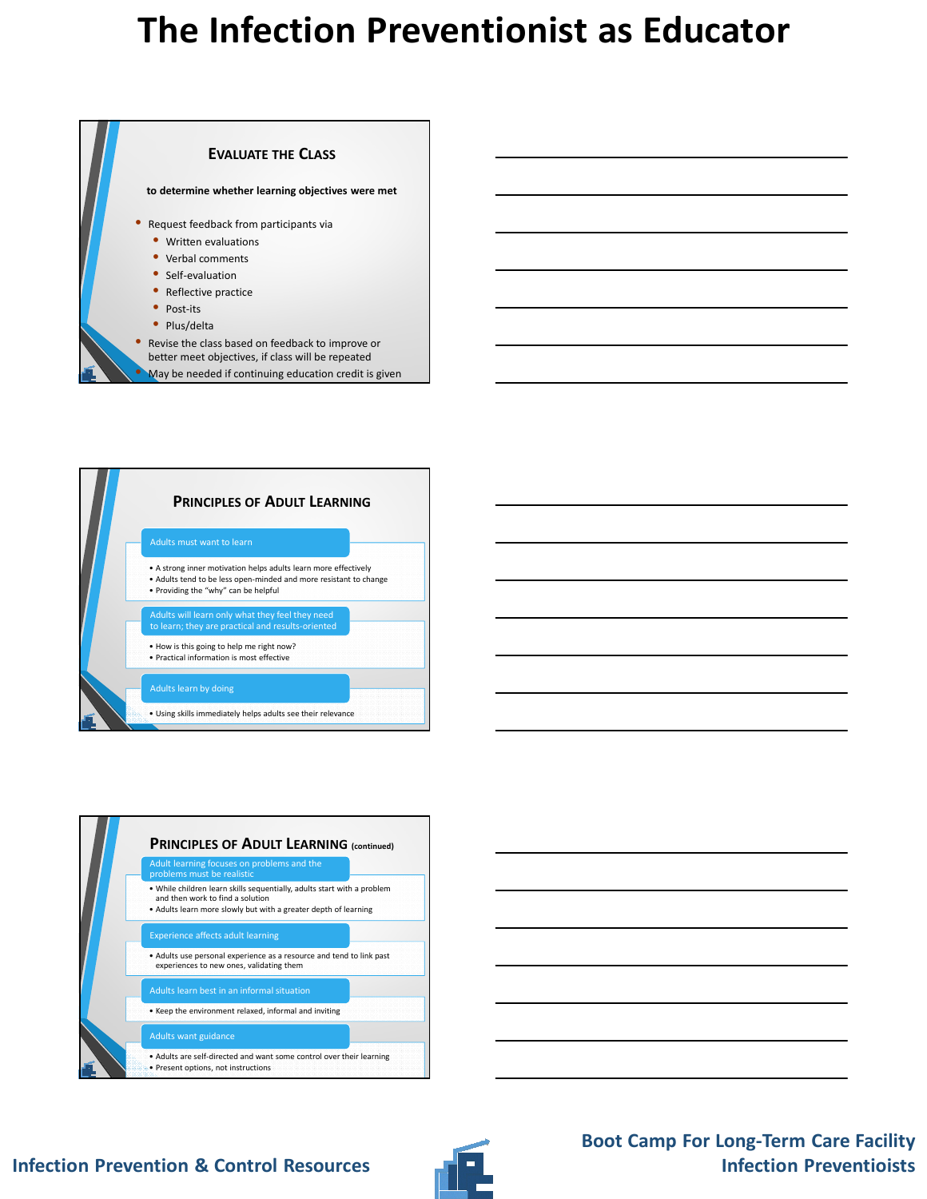# The Infection Preventionist as Educator

## Evaluate the Class

**to determine whether learning objectives were met**

- Request feedback from participants via
  - Written evaluations
  - Verbal comments
  - Self-evaluation
  - Reflective practice
  - Post-its
  - Plus/delta
- Revise the class based on feedback to improve or better meet objectives, if class will be repeated
- May be needed if continuing education credit is given

## Principles of Adult Learning

**Adults must want to learn**

- A strong inner motivation helps adults learn more effectively
- Adults tend to be less open-minded and more resistant to change
- Providing the "why" can be helpful

**Adults will learn only what they feel they need to learn; they are practical and results-oriented**

- How is this going to help me right now?
- Practical information is most effective

**Adults learn by doing**

- Using skills immediately helps adults see their relevance

## Principles of Adult Learning (continued)

**Adult learning focuses on problems and the problems must be realistic**

- While children learn skills sequentially, adults start with a problem and then work to find a solution
- Adults learn more slowly but with a greater depth of learning

**Experience affects adult learning**

- Adults use personal experience as a resource and tend to link past experiences to new ones, validating them

**Adults learn best in an informal situation**

- Keep the environment relaxed, informal and inviting

**Adults want guidance**

- Adults are self-directed and want some control over their learning
- Present options, not instructions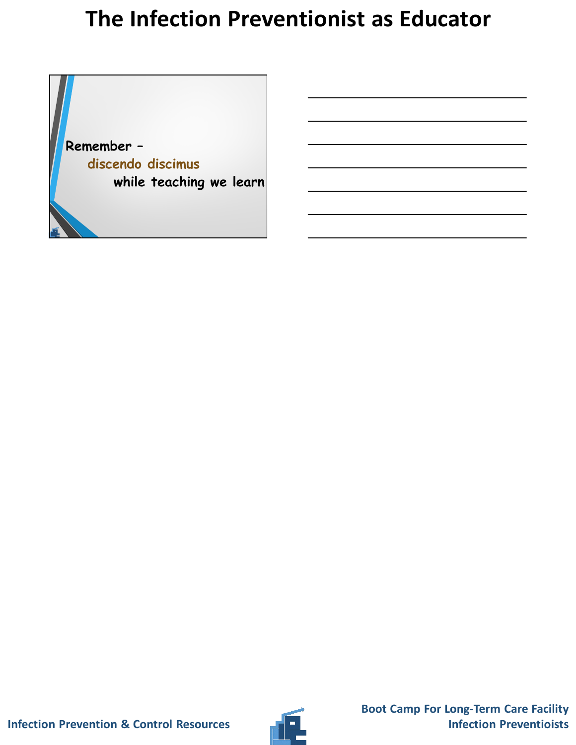# The Infection Preventionist as Educator

Remember –

discendo discimus

while teaching we learn